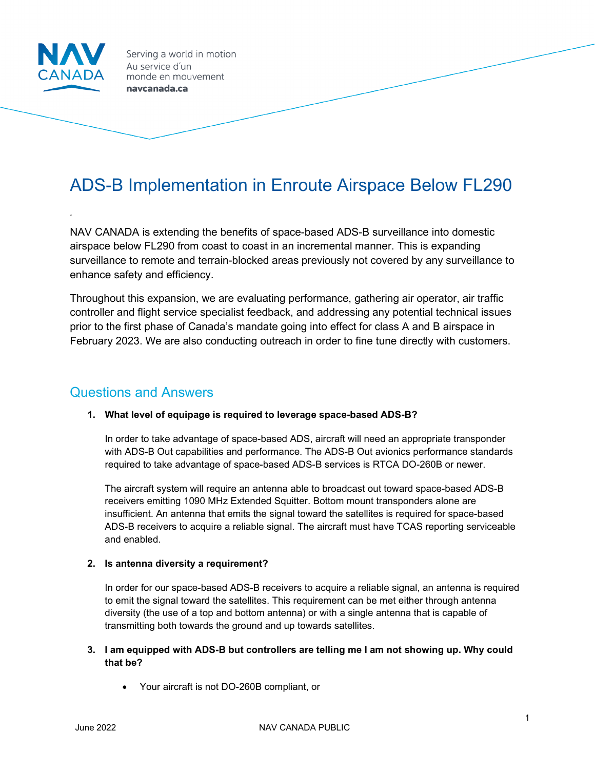NAV CANADA

Serving a world in motion
Au service d'un monde en mouvement
**navcanada.ca**

# ADS-B Implementation in Enroute Airspace Below FL290

.

NAV CANADA is extending the benefits of space-based ADS-B surveillance into domestic airspace below FL290 from coast to coast in an incremental manner. This is expanding surveillance to remote and terrain-blocked areas previously not covered by any surveillance to enhance safety and efficiency.

Throughout this expansion, we are evaluating performance, gathering air operator, air traffic controller and flight service specialist feedback, and addressing any potential technical issues prior to the first phase of Canada's mandate going into effect for class A and B airspace in February 2023. We are also conducting outreach in order to fine tune directly with customers.

## Questions and Answers

1. **What level of equipage is required to leverage space-based ADS-B?**

   In order to take advantage of space-based ADS, aircraft will need an appropriate transponder with ADS-B Out capabilities and performance. The ADS-B Out avionics performance standards required to take advantage of space-based ADS-B services is RTCA DO-260B or newer.

   The aircraft system will require an antenna able to broadcast out toward space-based ADS-B receivers emitting 1090 MHz Extended Squitter. Bottom mount transponders alone are insufficient. An antenna that emits the signal toward the satellites is required for space-based ADS-B receivers to acquire a reliable signal. The aircraft must have TCAS reporting serviceable and enabled.

2. **Is antenna diversity a requirement?**

   In order for our space-based ADS-B receivers to acquire a reliable signal, an antenna is required to emit the signal toward the satellites. This requirement can be met either through antenna diversity (the use of a top and bottom antenna) or with a single antenna that is capable of transmitting both towards the ground and up towards satellites.

3. **I am equipped with ADS-B but controllers are telling me I am not showing up. Why could that be?**

   - Your aircraft is not DO-260B compliant, or

June 2022 NAV CANADA PUBLIC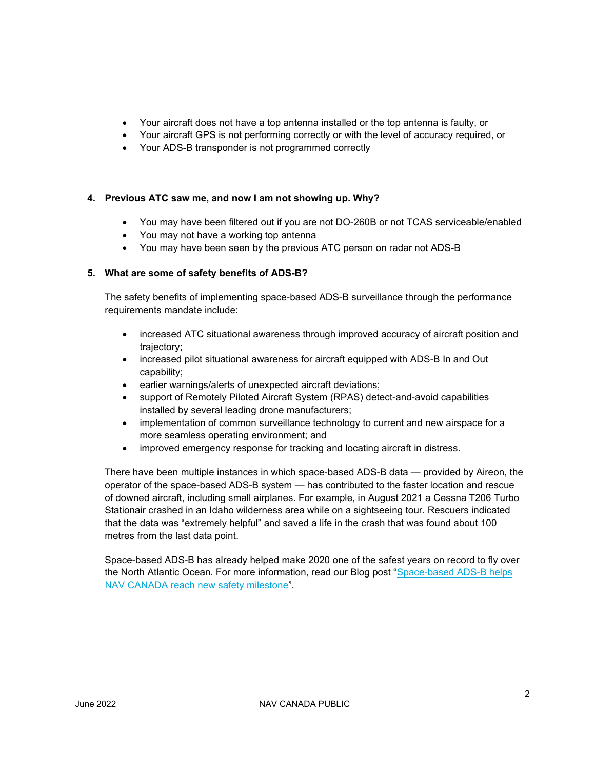- Your aircraft does not have a top antenna installed or the top antenna is faulty, or
- Your aircraft GPS is not performing correctly or with the level of accuracy required, or
- Your ADS-B transponder is not programmed correctly

**4. Previous ATC saw me, and now I am not showing up. Why?**

- You may have been filtered out if you are not DO-260B or not TCAS serviceable/enabled
- You may not have a working top antenna
- You may have been seen by the previous ATC person on radar not ADS-B

**5. What are some of safety benefits of ADS-B?**

The safety benefits of implementing space-based ADS-B surveillance through the performance requirements mandate include:

- increased ATC situational awareness through improved accuracy of aircraft position and trajectory;
- increased pilot situational awareness for aircraft equipped with ADS-B In and Out capability;
- earlier warnings/alerts of unexpected aircraft deviations;
- support of Remotely Piloted Aircraft System (RPAS) detect-and-avoid capabilities installed by several leading drone manufacturers;
- implementation of common surveillance technology to current and new airspace for a more seamless operating environment; and
- improved emergency response for tracking and locating aircraft in distress.

There have been multiple instances in which space-based ADS-B data — provided by Aireon, the operator of the space-based ADS-B system — has contributed to the faster location and rescue of downed aircraft, including small airplanes. For example, in August 2021 a Cessna T206 Turbo Stationair crashed in an Idaho wilderness area while on a sightseeing tour. Rescuers indicated that the data was "extremely helpful" and saved a life in the crash that was found about 100 metres from the last data point.

Space-based ADS-B has already helped make 2020 one of the safest years on record to fly over the North Atlantic Ocean. For more information, read our Blog post "Space-based ADS-B helps NAV CANADA reach new safety milestone".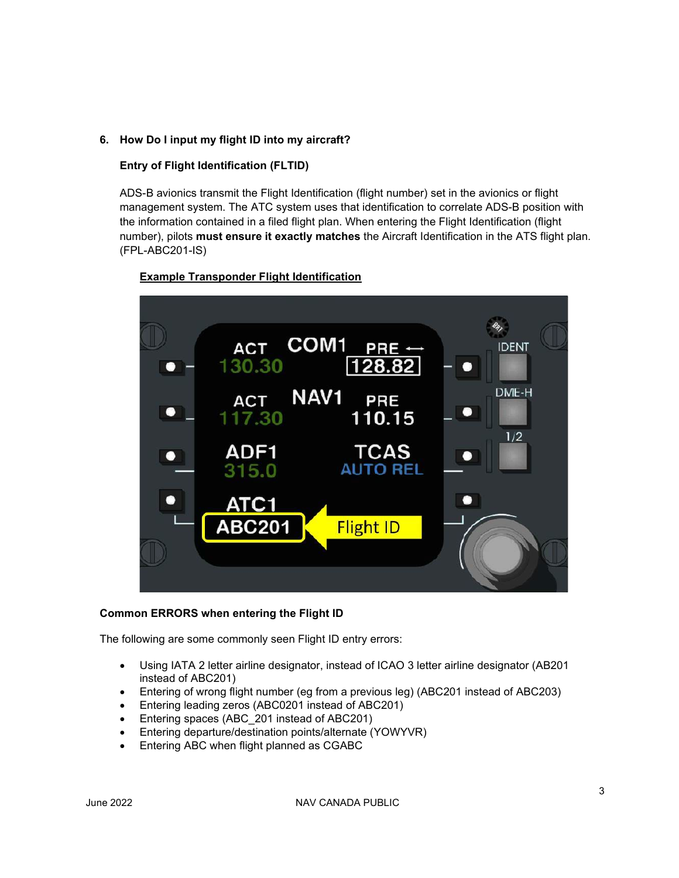## 6. How Do I input my flight ID into my aircraft?

### Entry of Flight Identification (FLTID)

ADS-B avionics transmit the Flight Identification (flight number) set in the avionics or flight management system. The ATC system uses that identification to correlate ADS-B position with the information contained in a filed flight plan. When entering the Flight Identification (flight number), pilots **must ensure it exactly matches** the Aircraft Identification in the ATS flight plan. (FPL-ABC201-IS)

**Example Transponder Flight Identification**

ACT
130.30
COM1
PRE ←
128.82
ACT
117.30
NAV1
PRE
110.15
ADF1
315.0
TCAS
AUTO REL
ATC1
ABC201
Flight ID
IDENT
DME-H
1/2

### Common ERRORS when entering the Flight ID

The following are some commonly seen Flight ID entry errors:

- Using IATA 2 letter airline designator, instead of ICAO 3 letter airline designator (AB201 instead of ABC201)
- Entering of wrong flight number (eg from a previous leg) (ABC201 instead of ABC203)
- Entering leading zeros (ABC0201 instead of ABC201)
- Entering spaces (ABC_201 instead of ABC201)
- Entering departure/destination points/alternate (YOWYVR)
- Entering ABC when flight planned as CGABC